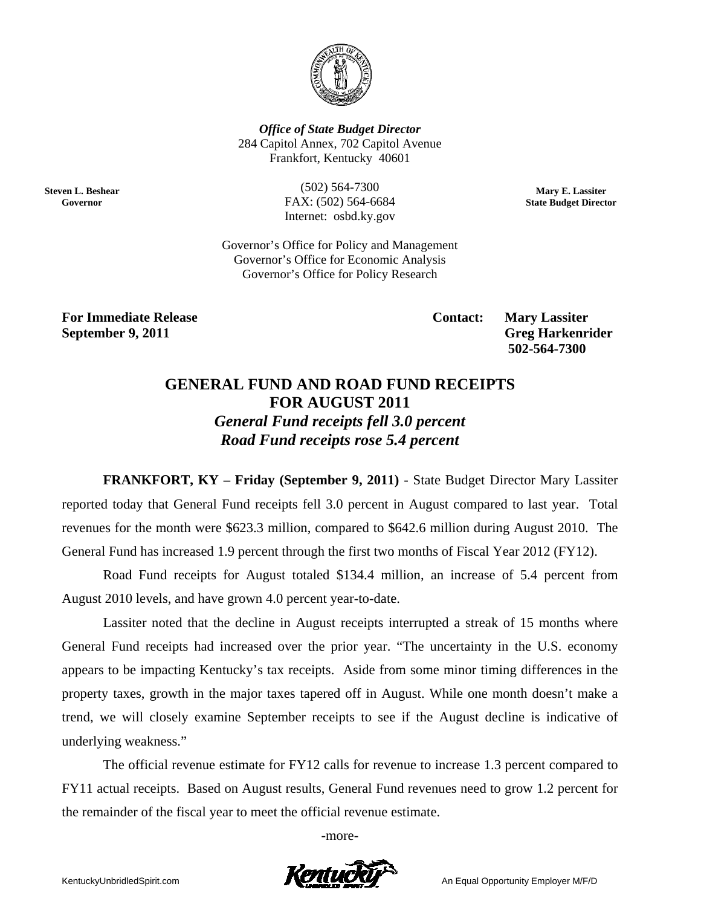***Office of State Budget Director***
284 Capitol Annex, 702 Capitol Avenue
Frankfort, Kentucky 40601

**Steven L. Beshear**
**Governor**

(502) 564-7300
FAX: (502) 564-6684
Internet: osbd.ky.gov

**Mary E. Lassiter**
**State Budget Director**

Governor's Office for Policy and Management
Governor's Office for Economic Analysis
Governor's Office for Policy Research

**For Immediate Release**
**September 9, 2011**

**Contact: Mary Lassiter**
**Greg Harkenrider**
**502-564-7300**

# GENERAL FUND AND ROAD FUND RECEIPTS FOR AUGUST 2011

## *General Fund receipts fell 3.0 percent*
## *Road Fund receipts rose 5.4 percent*

**FRANKFORT, KY – Friday (September 9, 2011)** - State Budget Director Mary Lassiter reported today that General Fund receipts fell 3.0 percent in August compared to last year. Total revenues for the month were $623.3 million, compared to $642.6 million during August 2010. The General Fund has increased 1.9 percent through the first two months of Fiscal Year 2012 (FY12).

Road Fund receipts for August totaled $134.4 million, an increase of 5.4 percent from August 2010 levels, and have grown 4.0 percent year-to-date.

Lassiter noted that the decline in August receipts interrupted a streak of 15 months where General Fund receipts had increased over the prior year. "The uncertainty in the U.S. economy appears to be impacting Kentucky's tax receipts. Aside from some minor timing differences in the property taxes, growth in the major taxes tapered off in August. While one month doesn't make a trend, we will closely examine September receipts to see if the August decline is indicative of underlying weakness."

The official revenue estimate for FY12 calls for revenue to increase 1.3 percent compared to FY11 actual receipts. Based on August results, General Fund revenues need to grow 1.2 percent for the remainder of the fiscal year to meet the official revenue estimate.

-more-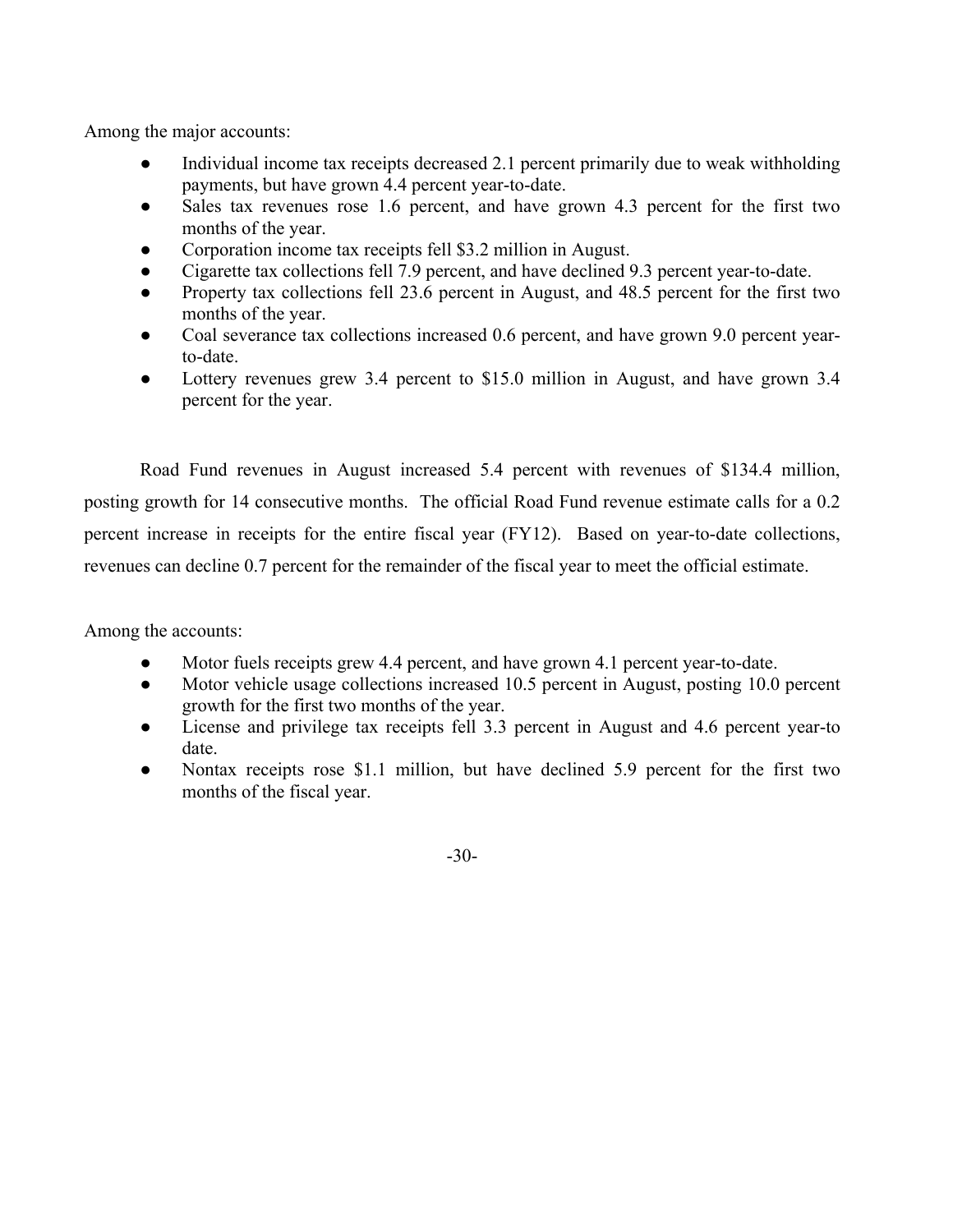Among the major accounts:

- Individual income tax receipts decreased 2.1 percent primarily due to weak withholding payments, but have grown 4.4 percent year-to-date.
- Sales tax revenues rose 1.6 percent, and have grown 4.3 percent for the first two months of the year.
- Corporation income tax receipts fell $3.2 million in August.
- Cigarette tax collections fell 7.9 percent, and have declined 9.3 percent year-to-date.
- Property tax collections fell 23.6 percent in August, and 48.5 percent for the first two months of the year.
- Coal severance tax collections increased 0.6 percent, and have grown 9.0 percent year-to-date.
- Lottery revenues grew 3.4 percent to $15.0 million in August, and have grown 3.4 percent for the year.

Road Fund revenues in August increased 5.4 percent with revenues of $134.4 million, posting growth for 14 consecutive months. The official Road Fund revenue estimate calls for a 0.2 percent increase in receipts for the entire fiscal year (FY12). Based on year-to-date collections, revenues can decline 0.7 percent for the remainder of the fiscal year to meet the official estimate.

Among the accounts:

- Motor fuels receipts grew 4.4 percent, and have grown 4.1 percent year-to-date.
- Motor vehicle usage collections increased 10.5 percent in August, posting 10.0 percent growth for the first two months of the year.
- License and privilege tax receipts fell 3.3 percent in August and 4.6 percent year-to date.
- Nontax receipts rose $1.1 million, but have declined 5.9 percent for the first two months of the fiscal year.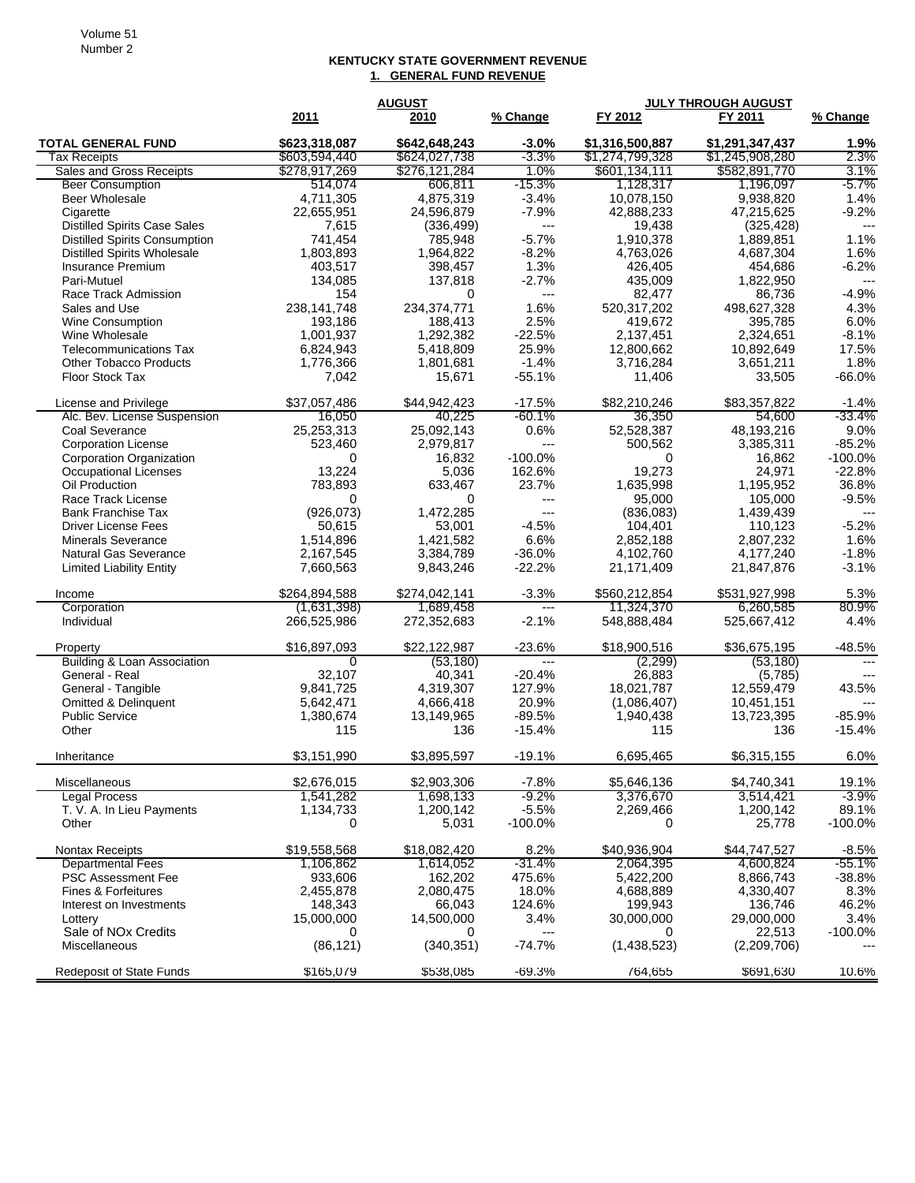# KENTUCKY STATE GOVERNMENT REVENUE

## 1. GENERAL FUND REVENUE

| | AUGUST | | | JULY THROUGH AUGUST | | |
|---|---|---|---|---|---|---|
| | 2011 | 2010 | % Change | FY 2012 | FY 2011 | % Change |
| **TOTAL GENERAL FUND** | **$623,318,087** | **$642,648,243** | **-3.0%** | **$1,316,500,887** | **$1,291,347,437** | **1.9%** |
| Tax Receipts | $603,594,440 | $624,027,738 | -3.3% | $1,274,799,328 | $1,245,908,280 | 2.3% |
| Sales and Gross Receipts | $278,917,269 | $276,121,284 | 1.0% | $601,134,111 | $582,891,770 | 3.1% |
| Beer Consumption | 514,074 | 606,811 | -15.3% | 1,128,317 | 1,196,097 | -5.7% |
| Beer Wholesale | 4,711,305 | 4,875,319 | -3.4% | 10,078,150 | 9,938,820 | 1.4% |
| Cigarette | 22,655,951 | 24,596,879 | -7.9% | 42,888,233 | 47,215,625 | -9.2% |
| Distilled Spirits Case Sales | 7,615 | (336,499) | --- | 19,438 | (325,428) | --- |
| Distilled Spirits Consumption | 741,454 | 785,948 | -5.7% | 1,910,378 | 1,889,851 | 1.1% |
| Distilled Spirits Wholesale | 1,803,893 | 1,964,822 | -8.2% | 4,763,026 | 4,687,304 | 1.6% |
| Insurance Premium | 403,517 | 398,457 | 1.3% | 426,405 | 454,686 | -6.2% |
| Pari-Mutuel | 134,085 | 137,818 | -2.7% | 435,009 | 1,822,950 | --- |
| Race Track Admission | 154 | 0 | --- | 82,477 | 86,736 | -4.9% |
| Sales and Use | 238,141,748 | 234,374,771 | 1.6% | 520,317,202 | 498,627,328 | 4.3% |
| Wine Consumption | 193,186 | 188,413 | 2.5% | 419,672 | 395,785 | 6.0% |
| Wine Wholesale | 1,001,937 | 1,292,382 | -22.5% | 2,137,451 | 2,324,651 | -8.1% |
| Telecommunications Tax | 6,824,943 | 5,418,809 | 25.9% | 12,800,662 | 10,892,649 | 17.5% |
| Other Tobacco Products | 1,776,366 | 1,801,681 | -1.4% | 3,716,284 | 3,651,211 | 1.8% |
| Floor Stock Tax | 7,042 | 15,671 | -55.1% | 11,406 | 33,505 | -66.0% |
| | | | | | | |
| License and Privilege | $37,057,486 | $44,942,423 | -17.5% | $82,210,246 | $83,357,822 | -1.4% |
| Alc. Bev. License Suspension | 16,050 | 40,225 | -60.1% | 36,350 | 54,600 | -33.4% |
| Coal Severance | 25,253,313 | 25,092,143 | 0.6% | 52,528,387 | 48,193,216 | 9.0% |
| Corporation License | 523,460 | 2,979,817 | --- | 500,562 | 3,385,311 | -85.2% |
| Corporation Organization | 0 | 16,832 | -100.0% | 0 | 16,862 | -100.0% |
| Occupational Licenses | 13,224 | 5,036 | 162.6% | 19,273 | 24,971 | -22.8% |
| Oil Production | 783,893 | 633,467 | 23.7% | 1,635,998 | 1,195,952 | 36.8% |
| Race Track License | 0 | 0 | --- | 95,000 | 105,000 | -9.5% |
| Bank Franchise Tax | (926,073) | 1,472,285 | --- | (836,083) | 1,439,439 | --- |
| Driver License Fees | 50,615 | 53,001 | -4.5% | 104,401 | 110,123 | -5.2% |
| Minerals Severance | 1,514,896 | 1,421,582 | 6.6% | 2,852,188 | 2,807,232 | 1.6% |
| Natural Gas Severance | 2,167,545 | 3,384,789 | -36.0% | 4,102,760 | 4,177,240 | -1.8% |
| Limited Liability Entity | 7,660,563 | 9,843,246 | -22.2% | 21,171,409 | 21,847,876 | -3.1% |
| | | | | | | |
| Income | $264,894,588 | $274,042,141 | -3.3% | $560,212,854 | $531,927,998 | 5.3% |
| Corporation | (1,631,398) | 1,689,458 | --- | 11,324,370 | 6,260,585 | 80.9% |
| Individual | 266,525,986 | 272,352,683 | -2.1% | 548,888,484 | 525,667,412 | 4.4% |
| | | | | | | |
| Property | $16,897,093 | $22,122,987 | -23.6% | $18,900,516 | $36,675,195 | -48.5% |
| Building & Loan Association | 0 | (53,180) | --- | (2,299) | (53,180) | --- |
| General - Real | 32,107 | 40,341 | -20.4% | 26,883 | (5,785) | --- |
| General - Tangible | 9,841,725 | 4,319,307 | 127.9% | 18,021,787 | 12,559,479 | 43.5% |
| Omitted & Delinquent | 5,642,471 | 4,666,418 | 20.9% | (1,086,407) | 10,451,151 | --- |
| Public Service | 1,380,674 | 13,149,965 | -89.5% | 1,940,438 | 13,723,395 | -85.9% |
| Other | 115 | 136 | -15.4% | 115 | 136 | -15.4% |
| | | | | | | |
| Inheritance | $3,151,990 | $3,895,597 | -19.1% | 6,695,465 | $6,315,155 | 6.0% |
| | | | | | | |
| Miscellaneous | $2,676,015 | $2,903,306 | -7.8% | $5,646,136 | $4,740,341 | 19.1% |
| Legal Process | 1,541,282 | 1,698,133 | -9.2% | 3,376,670 | 3,514,421 | -3.9% |
| T. V. A. In Lieu Payments | 1,134,733 | 1,200,142 | -5.5% | 2,269,466 | 1,200,142 | 89.1% |
| Other | 0 | 5,031 | -100.0% | 0 | 25,778 | -100.0% |
| | | | | | | |
| Nontax Receipts | $19,558,568 | $18,082,420 | 8.2% | $40,936,904 | $44,747,527 | -8.5% |
| Departmental Fees | 1,106,862 | 1,614,052 | -31.4% | 2,064,395 | 4,600,824 | -55.1% |
| PSC Assessment Fee | 933,606 | 162,202 | 475.6% | 5,422,200 | 8,866,743 | -38.8% |
| Fines & Forfeitures | 2,455,878 | 2,080,475 | 18.0% | 4,688,889 | 4,330,407 | 8.3% |
| Interest on Investments | 148,343 | 66,043 | 124.6% | 199,943 | 136,746 | 46.2% |
| Lottery | 15,000,000 | 14,500,000 | 3.4% | 30,000,000 | 29,000,000 | 3.4% |
| Sale of NOx Credits | 0 | 0 | --- | 0 | 22,513 | -100.0% |
| Miscellaneous | (86,121) | (340,351) | -74.7% | (1,438,523) | (2,209,706) | --- |
| | | | | | | |
| Redeposit of State Funds | $165,079 | $538,085 | -69.3% | 764,655 | $691,630 | 10.6% |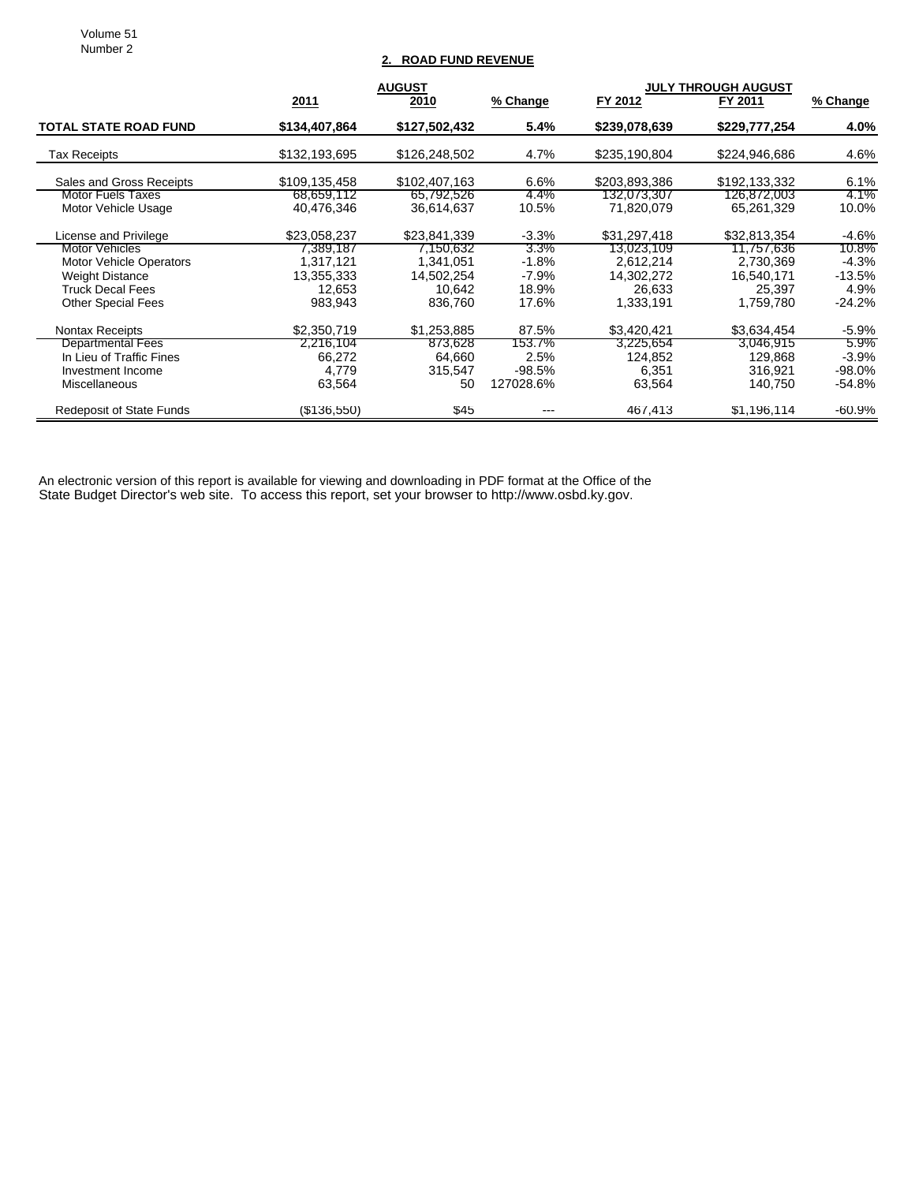## 2. ROAD FUND REVENUE

| | AUGUST | | | JULY THROUGH AUGUST | | |
|---|---|---|---|---|---|---|
| | 2011 | 2010 | % Change | FY 2012 | FY 2011 | % Change |
| **TOTAL STATE ROAD FUND** | **$134,407,864** | **$127,502,432** | **5.4%** | **$239,078,639** | **$229,777,254** | **4.0%** |
| Tax Receipts | $132,193,695 | $126,248,502 | 4.7% | $235,190,804 | $224,946,686 | 4.6% |
| Sales and Gross Receipts | $109,135,458 | $102,407,163 | 6.6% | $203,893,386 | $192,133,332 | 6.1% |
| Motor Fuels Taxes | 68,659,112 | 65,792,526 | 4.4% | 132,073,307 | 126,872,003 | 4.1% |
| Motor Vehicle Usage | 40,476,346 | 36,614,637 | 10.5% | 71,820,079 | 65,261,329 | 10.0% |
| License and Privilege | $23,058,237 | $23,841,339 | -3.3% | $31,297,418 | $32,813,354 | -4.6% |
| Motor Vehicles | 7,389,187 | 7,150,632 | 3.3% | 13,023,109 | 11,757,636 | 10.8% |
| Motor Vehicle Operators | 1,317,121 | 1,341,051 | -1.8% | 2,612,214 | 2,730,369 | -4.3% |
| Weight Distance | 13,355,333 | 14,502,254 | -7.9% | 14,302,272 | 16,540,171 | -13.5% |
| Truck Decal Fees | 12,653 | 10,642 | 18.9% | 26,633 | 25,397 | 4.9% |
| Other Special Fees | 983,943 | 836,760 | 17.6% | 1,333,191 | 1,759,780 | -24.2% |
| Nontax Receipts | $2,350,719 | $1,253,885 | 87.5% | $3,420,421 | $3,634,454 | -5.9% |
| Departmental Fees | 2,216,104 | 873,628 | 153.7% | 3,225,654 | 3,046,915 | 5.9% |
| In Lieu of Traffic Fines | 66,272 | 64,660 | 2.5% | 124,852 | 129,868 | -3.9% |
| Investment Income | 4,779 | 315,547 | -98.5% | 6,351 | 316,921 | -98.0% |
| Miscellaneous | 63,564 | 50 | 127028.6% | 63,564 | 140,750 | -54.8% |
| Redeposit of State Funds | ($136,550) | $45 | --- | 467,413 | $1,196,114 | -60.9% |

An electronic version of this report is available for viewing and downloading in PDF format at the Office of the State Budget Director's web site. To access this report, set your browser to http://www.osbd.ky.gov.